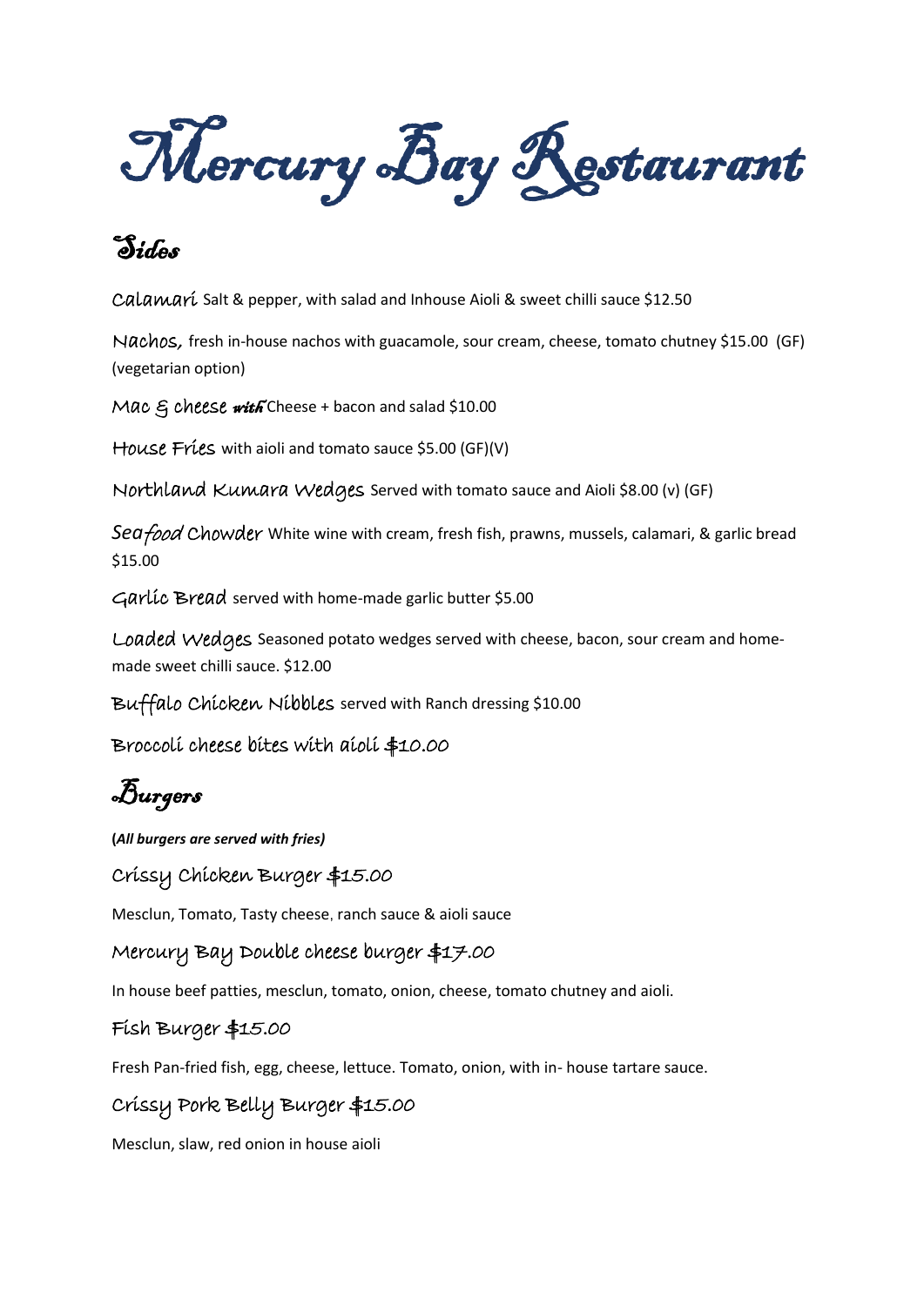# Mercury Bay Restaurant

## Sides

Calamari Salt & pepper, with salad and Inhouse Aioli & sweet chilli sauce $12.50

Nachos, fresh in-house nachos with guacamole, sour cream, cheese, tomato chutney $15.00 (GF) (vegetarian option)

Mac & cheese *with* Cheese + bacon and salad $10.00

House Fries with aioli and tomato sauce $5.00 (GF)(V)

Northland Kumara Wedges Served with tomato sauce and Aioli $8.00 (v) (GF)

Sea*food* Chowder White wine with cream, fresh fish, prawns, mussels, calamari, & garlic bread $15.00

Garlic Bread served with home-made garlic butter $5.00

Loaded Wedges Seasoned potato wedges served with cheese, bacon, sour cream and home-made sweet chilli sauce. $12.00

Buffalo Chicken Nibbles served with Ranch dressing $10.00

Broccoli cheese bites with aioli $10.00

## Burgers

***(All burgers are served with fries)***

### Crissy Chicken Burger $15.00

Mesclun, Tomato, Tasty cheese, ranch sauce & aioli sauce

### Mercury Bay Double cheese burger $17.00

In house beef patties, mesclun, tomato, onion, cheese, tomato chutney and aioli.

### Fish Burger $15.00

Fresh Pan-fried fish, egg, cheese, lettuce. Tomato, onion, with in- house tartare sauce.

### Crissy Pork Belly Burger $15.00

Mesclun, slaw, red onion in house aioli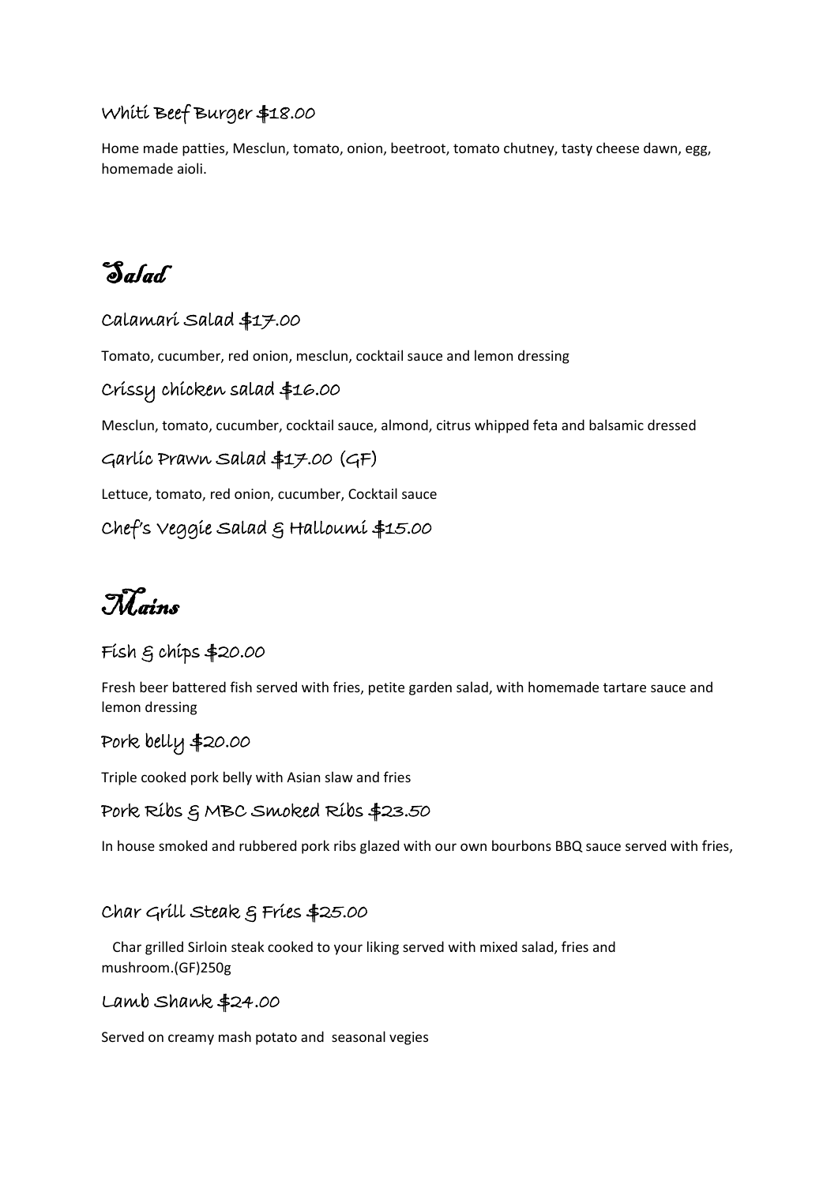### Whiti Beef Burger $18.00

Home made patties, Mesclun, tomato, onion, beetroot, tomato chutney, tasty cheese dawn, egg, homemade aioli.

# Salad

### Calamari Salad $17.00

Tomato, cucumber, red onion, mesclun, cocktail sauce and lemon dressing

### Crissy chicken salad $16.00

Mesclun, tomato, cucumber, cocktail sauce, almond, citrus whipped feta and balsamic dressed

### Garlic Prawn Salad $17.00 (GF)

Lettuce, tomato, red onion, cucumber, Cocktail sauce

### Chef's Veggie Salad & Halloumi $15.00

# Mains

### Fish & chips $20.00

Fresh beer battered fish served with fries, petite garden salad, with homemade tartare sauce and lemon dressing

### Pork belly $20.00

Triple cooked pork belly with Asian slaw and fries

### Pork Ribs & MBC Smoked Ribs $23.50

In house smoked and rubbered pork ribs glazed with our own bourbons BBQ sauce served with fries,

### Char Grill Steak & Fries $25.00

Char grilled Sirloin steak cooked to your liking served with mixed salad, fries and mushroom.(GF)250g

### Lamb Shank $24.00

Served on creamy mash potato and seasonal vegies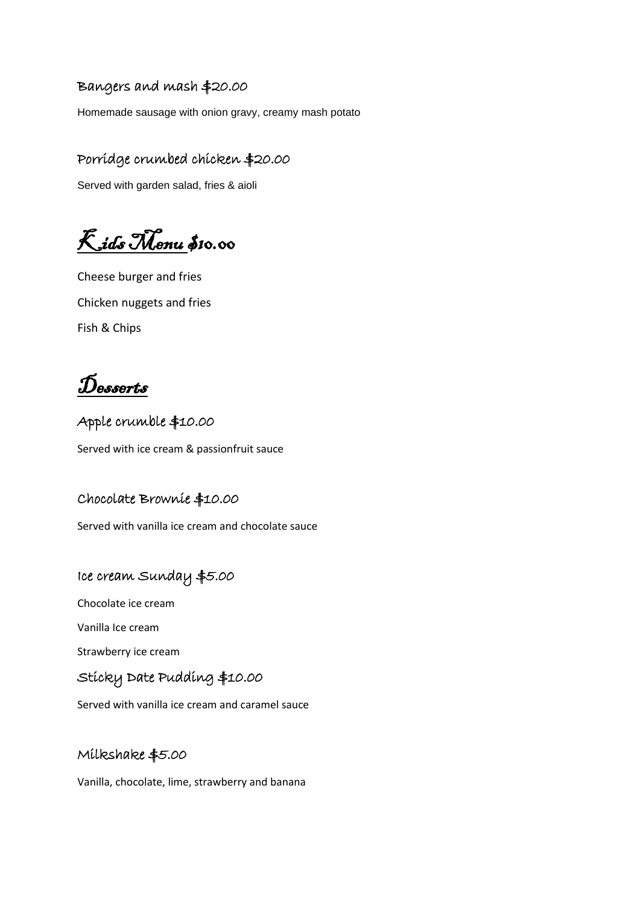### Bangers and mash $20.00

Homemade sausage with onion gravy, creamy mash potato

### Porridge crumbed chicken $20.00

Served with garden salad, fries & aioli

## Kids Menu $10.00

Cheese burger and fries

Chicken nuggets and fries

Fish & Chips

## Desserts

### Apple crumble $10.00

Served with ice cream & passionfruit sauce

### Chocolate Brownie $10.00

Served with vanilla ice cream and chocolate sauce

### Ice cream Sunday $5.00

Chocolate ice cream

Vanilla Ice cream

Strawberry ice cream

### Sticky Date Pudding $10.00

Served with vanilla ice cream and caramel sauce

### Milkshake $5.00

Vanilla, chocolate, lime, strawberry and banana